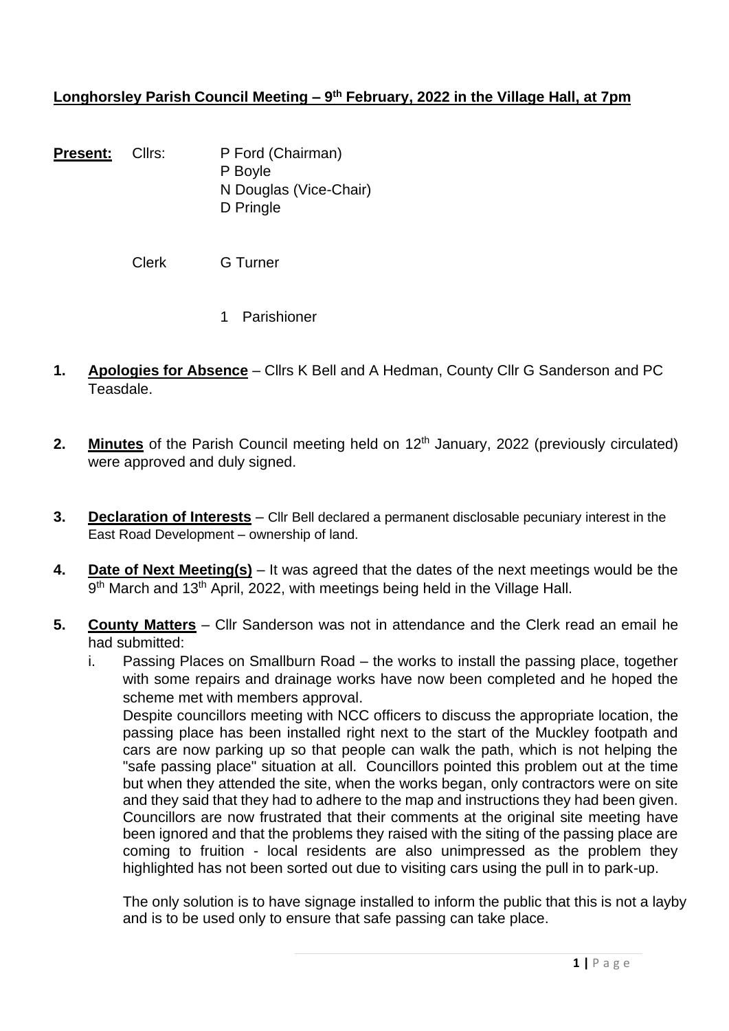**Longhorsley Parish Council Meeting – 9th February, 2022 in the Village Hall, at 7pm**

**Present:** Cllrs: P Ford (Chairman)
P Boyle
N Douglas (Vice-Chair)
D Pringle

Clerk G Turner

1 Parishioner

1. **Apologies for Absence** – Cllrs K Bell and A Hedman, County Cllr G Sanderson and PC Teasdale.

2. **Minutes** of the Parish Council meeting held on 12th January, 2022 (previously circulated) were approved and duly signed.

3. **Declaration of Interests** – Cllr Bell declared a permanent disclosable pecuniary interest in the East Road Development – ownership of land.

4. **Date of Next Meeting(s)** – It was agreed that the dates of the next meetings would be the 9th March and 13th April, 2022, with meetings being held in the Village Hall.

5. **County Matters** – Cllr Sanderson was not in attendance and the Clerk read an email he had submitted:

   i. Passing Places on Smallburn Road – the works to install the passing place, together with some repairs and drainage works have now been completed and he hoped the scheme met with members approval.

   Despite councillors meeting with NCC officers to discuss the appropriate location, the passing place has been installed right next to the start of the Muckley footpath and cars are now parking up so that people can walk the path, which is not helping the "safe passing place" situation at all. Councillors pointed this problem out at the time but when they attended the site, when the works began, only contractors were on site and they said that they had to adhere to the map and instructions they had been given. Councillors are now frustrated that their comments at the original site meeting have been ignored and that the problems they raised with the siting of the passing place are coming to fruition - local residents are also unimpressed as the problem they highlighted has not been sorted out due to visiting cars using the pull in to park-up.

   The only solution is to have signage installed to inform the public that this is not a layby and is to be used only to ensure that safe passing can take place.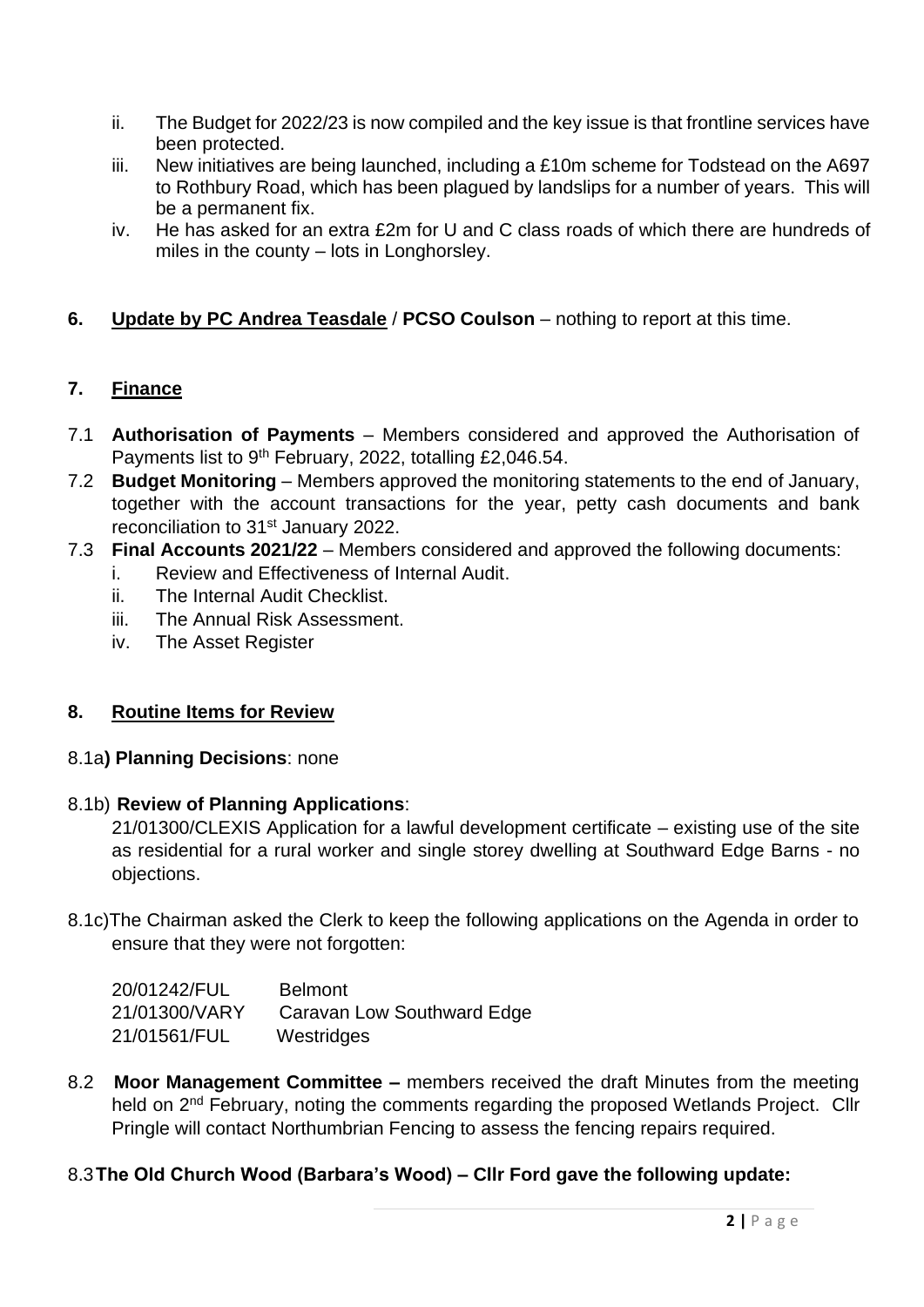ii. The Budget for 2022/23 is now compiled and the key issue is that frontline services have been protected.

iii. New initiatives are being launched, including a £10m scheme for Todstead on the A697 to Rothbury Road, which has been plagued by landslips for a number of years. This will be a permanent fix.

iv. He has asked for an extra £2m for U and C class roads of which there are hundreds of miles in the county – lots in Longhorsley.

**6. Update by PC Andrea Teasdale / PCSO Coulson** – nothing to report at this time.

## 7. Finance

7.1 **Authorisation of Payments** – Members considered and approved the Authorisation of Payments list to 9th February, 2022, totalling £2,046.54.

7.2 **Budget Monitoring** – Members approved the monitoring statements to the end of January, together with the account transactions for the year, petty cash documents and bank reconciliation to 31st January 2022.

7.3 **Final Accounts 2021/22** – Members considered and approved the following documents:

i. Review and Effectiveness of Internal Audit.
ii. The Internal Audit Checklist.
iii. The Annual Risk Assessment.
iv. The Asset Register

## 8. Routine Items for Review

8.1a**) Planning Decisions**: none

8.1b) **Review of Planning Applications**:

21/01300/CLEXIS Application for a lawful development certificate – existing use of the site as residential for a rural worker and single storey dwelling at Southward Edge Barns - no objections.

8.1c)The Chairman asked the Clerk to keep the following applications on the Agenda in order to ensure that they were not forgotten:

| | |
|---|---|
| 20/01242/FUL | Belmont |
| 21/01300/VARY | Caravan Low Southward Edge |
| 21/01561/FUL | Westridges |

8.2 **Moor Management Committee –** members received the draft Minutes from the meeting held on 2nd February, noting the comments regarding the proposed Wetlands Project. Cllr Pringle will contact Northumbrian Fencing to assess the fencing repairs required.

8.3 **The Old Church Wood (Barbara's Wood) – Cllr Ford gave the following update:**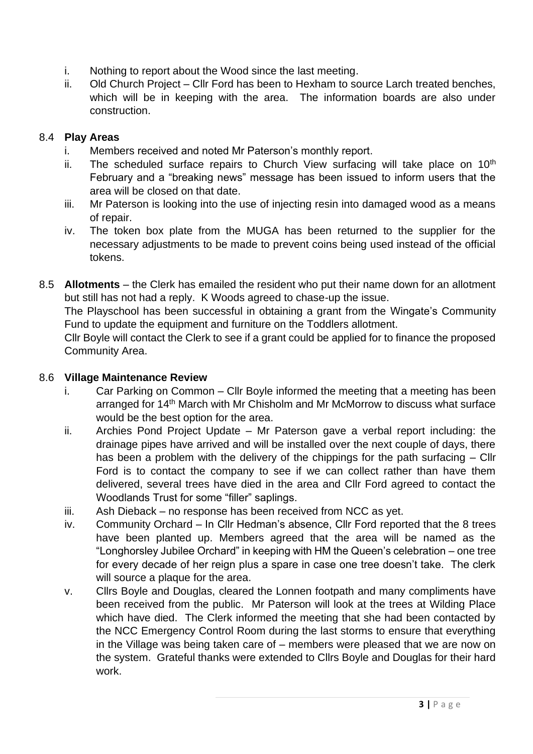i. Nothing to report about the Wood since the last meeting.
ii. Old Church Project – Cllr Ford has been to Hexham to source Larch treated benches, which will be in keeping with the area. The information boards are also under construction.

### 8.4 **Play Areas**

i. Members received and noted Mr Paterson's monthly report.
ii. The scheduled surface repairs to Church View surfacing will take place on 10th February and a "breaking news" message has been issued to inform users that the area will be closed on that date.
iii. Mr Paterson is looking into the use of injecting resin into damaged wood as a means of repair.
iv. The token box plate from the MUGA has been returned to the supplier for the necessary adjustments to be made to prevent coins being used instead of the official tokens.

### 8.5 **Allotments**

– the Clerk has emailed the resident who put their name down for an allotment but still has not had a reply. K Woods agreed to chase-up the issue.
The Playschool has been successful in obtaining a grant from the Wingate's Community Fund to update the equipment and furniture on the Toddlers allotment.
Cllr Boyle will contact the Clerk to see if a grant could be applied for to finance the proposed Community Area.

### 8.6 **Village Maintenance Review**

i. Car Parking on Common – Cllr Boyle informed the meeting that a meeting has been arranged for 14th March with Mr Chisholm and Mr McMorrow to discuss what surface would be the best option for the area.
ii. Archies Pond Project Update – Mr Paterson gave a verbal report including: the drainage pipes have arrived and will be installed over the next couple of days, there has been a problem with the delivery of the chippings for the path surfacing – Cllr Ford is to contact the company to see if we can collect rather than have them delivered, several trees have died in the area and Cllr Ford agreed to contact the Woodlands Trust for some "filler" saplings.
iii. Ash Dieback – no response has been received from NCC as yet.
iv. Community Orchard – In Cllr Hedman's absence, Cllr Ford reported that the 8 trees have been planted up. Members agreed that the area will be named as the "Longhorsley Jubilee Orchard" in keeping with HM the Queen's celebration – one tree for every decade of her reign plus a spare in case one tree doesn't take. The clerk will source a plaque for the area.
v. Cllrs Boyle and Douglas, cleared the Lonnen footpath and many compliments have been received from the public. Mr Paterson will look at the trees at Wilding Place which have died. The Clerk informed the meeting that she had been contacted by the NCC Emergency Control Room during the last storms to ensure that everything in the Village was being taken care of – members were pleased that we are now on the system. Grateful thanks were extended to Cllrs Boyle and Douglas for their hard work.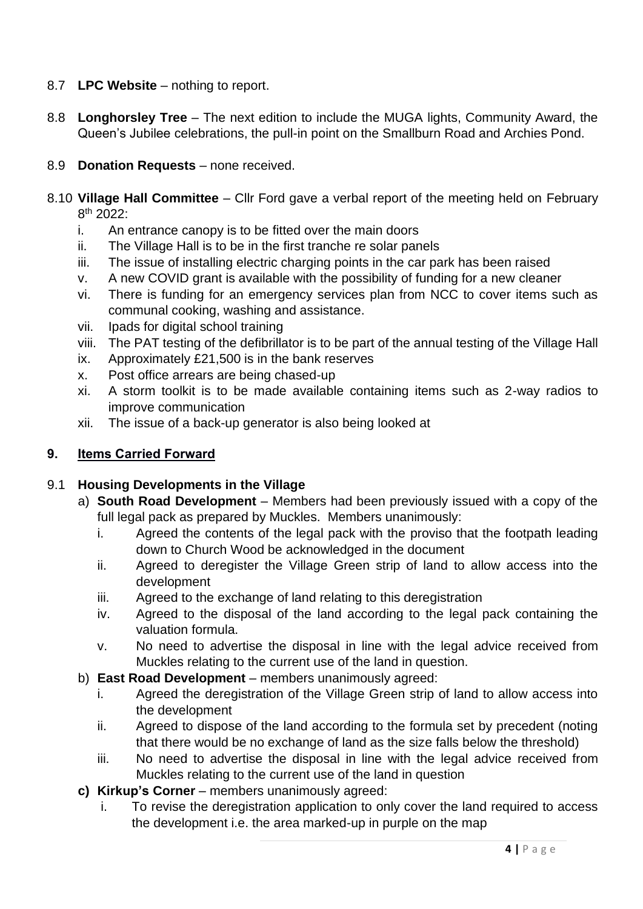8.7 **LPC Website** – nothing to report.

8.8 **Longhorsley Tree** – The next edition to include the MUGA lights, Community Award, the Queen's Jubilee celebrations, the pull-in point on the Smallburn Road and Archies Pond.

8.9 **Donation Requests** – none received.

8.10 **Village Hall Committee** – Cllr Ford gave a verbal report of the meeting held on February 8th 2022:

- i. An entrance canopy is to be fitted over the main doors
- ii. The Village Hall is to be in the first tranche re solar panels
- iii. The issue of installing electric charging points in the car park has been raised
- v. A new COVID grant is available with the possibility of funding for a new cleaner
- vi. There is funding for an emergency services plan from NCC to cover items such as communal cooking, washing and assistance.
- vii. Ipads for digital school training
- viii. The PAT testing of the defibrillator is to be part of the annual testing of the Village Hall
- ix. Approximately £21,500 is in the bank reserves
- x. Post office arrears are being chased-up
- xi. A storm toolkit is to be made available containing items such as 2-way radios to improve communication
- xii. The issue of a back-up generator is also being looked at

## 9. Items Carried Forward

9.1 **Housing Developments in the Village**

a) **South Road Development** – Members had been previously issued with a copy of the full legal pack as prepared by Muckles. Members unanimously:

- i. Agreed the contents of the legal pack with the proviso that the footpath leading down to Church Wood be acknowledged in the document
- ii. Agreed to deregister the Village Green strip of land to allow access into the development
- iii. Agreed to the exchange of land relating to this deregistration
- iv. Agreed to the disposal of the land according to the legal pack containing the valuation formula.
- v. No need to advertise the disposal in line with the legal advice received from Muckles relating to the current use of the land in question.

b) **East Road Development** – members unanimously agreed:

- i. Agreed the deregistration of the Village Green strip of land to allow access into the development
- ii. Agreed to dispose of the land according to the formula set by precedent (noting that there would be no exchange of land as the size falls below the threshold)
- iii. No need to advertise the disposal in line with the legal advice received from Muckles relating to the current use of the land in question

**c) Kirkup's Corner** – members unanimously agreed:

- i. To revise the deregistration application to only cover the land required to access the development i.e. the area marked-up in purple on the map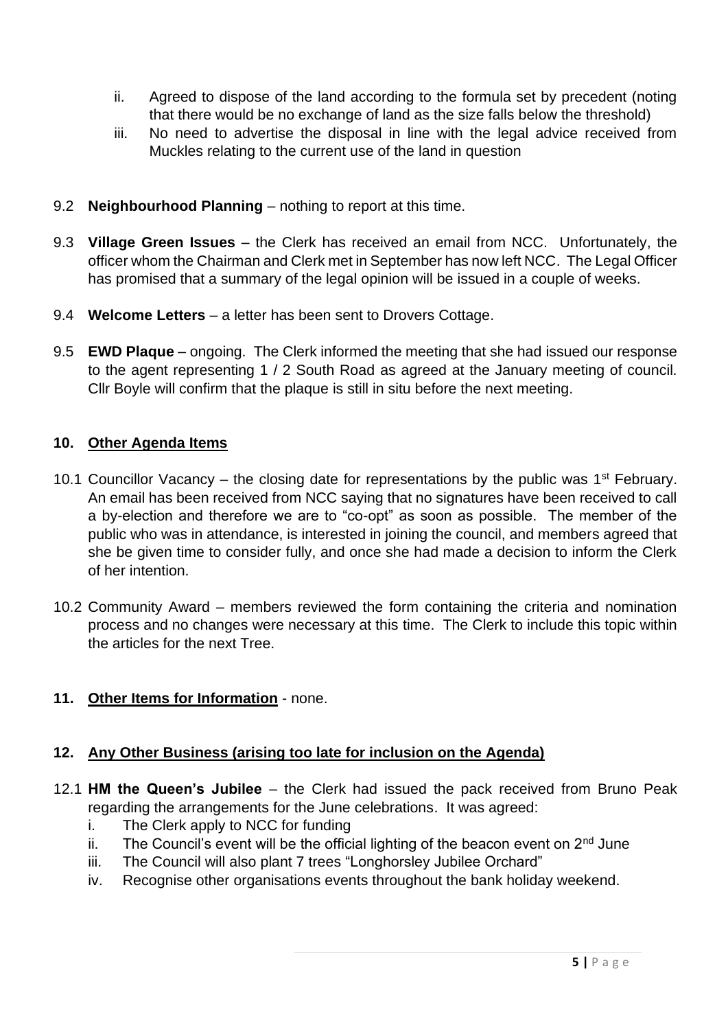ii. Agreed to dispose of the land according to the formula set by precedent (noting that there would be no exchange of land as the size falls below the threshold)
iii. No need to advertise the disposal in line with the legal advice received from Muckles relating to the current use of the land in question

9.2 **Neighbourhood Planning** – nothing to report at this time.

9.3 **Village Green Issues** – the Clerk has received an email from NCC. Unfortunately, the officer whom the Chairman and Clerk met in September has now left NCC. The Legal Officer has promised that a summary of the legal opinion will be issued in a couple of weeks.

9.4 **Welcome Letters** – a letter has been sent to Drovers Cottage.

9.5 **EWD Plaque** – ongoing. The Clerk informed the meeting that she had issued our response to the agent representing 1 / 2 South Road as agreed at the January meeting of council. Cllr Boyle will confirm that the plaque is still in situ before the next meeting.

## 10. Other Agenda Items

10.1 Councillor Vacancy – the closing date for representations by the public was 1st February. An email has been received from NCC saying that no signatures have been received to call a by-election and therefore we are to "co-opt" as soon as possible. The member of the public who was in attendance, is interested in joining the council, and members agreed that she be given time to consider fully, and once she had made a decision to inform the Clerk of her intention.

10.2 Community Award – members reviewed the form containing the criteria and nomination process and no changes were necessary at this time. The Clerk to include this topic within the articles for the next Tree.

## 11. Other Items for Information - none.

## 12. Any Other Business (arising too late for inclusion on the Agenda)

12.1 **HM the Queen's Jubilee** – the Clerk had issued the pack received from Bruno Peak regarding the arrangements for the June celebrations. It was agreed:

i. The Clerk apply to NCC for funding
ii. The Council's event will be the official lighting of the beacon event on 2nd June
iii. The Council will also plant 7 trees "Longhorsley Jubilee Orchard"
iv. Recognise other organisations events throughout the bank holiday weekend.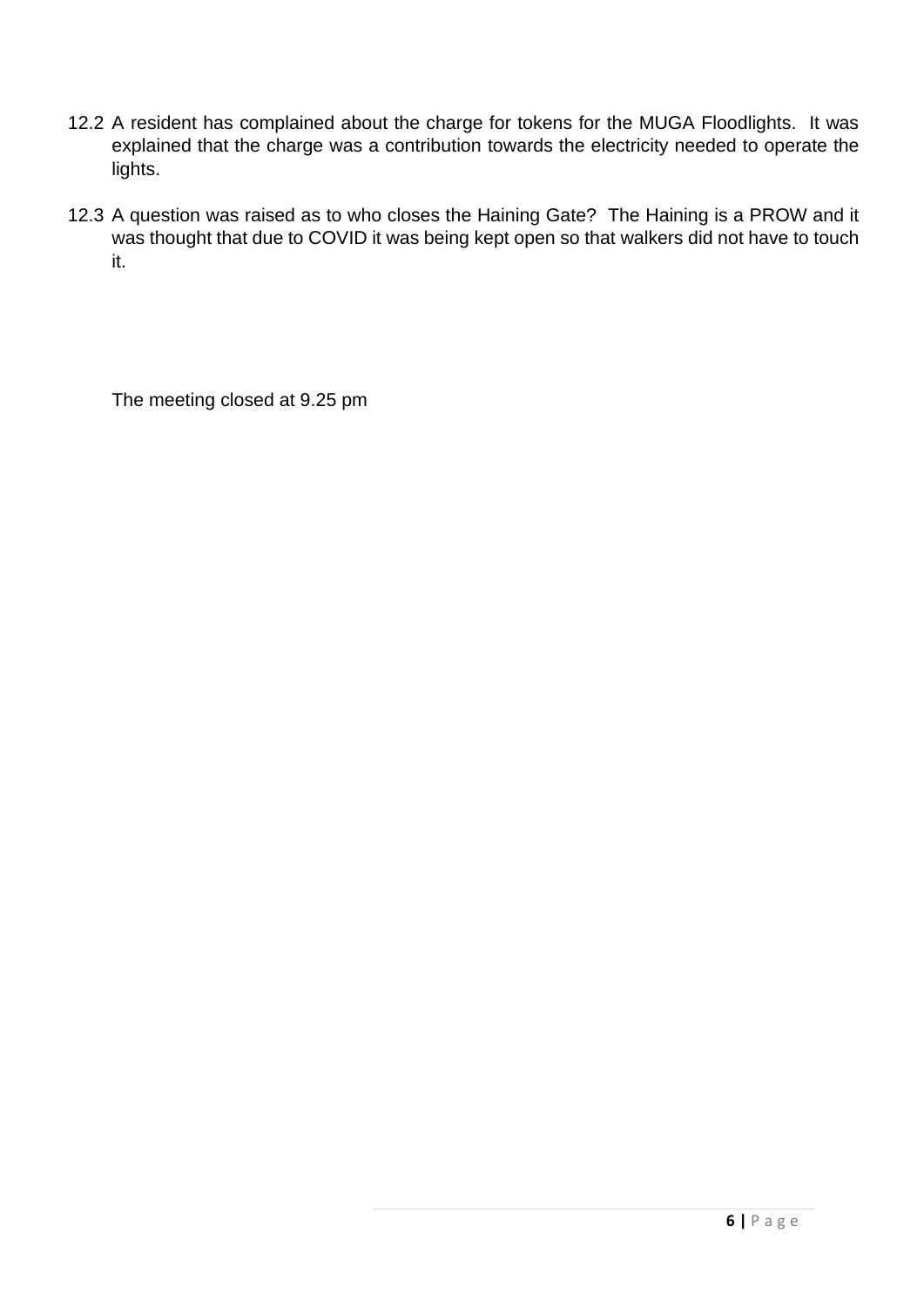12.2 A resident has complained about the charge for tokens for the MUGA Floodlights. It was explained that the charge was a contribution towards the electricity needed to operate the lights.

12.3 A question was raised as to who closes the Haining Gate? The Haining is a PROW and it was thought that due to COVID it was being kept open so that walkers did not have to touch it.

The meeting closed at 9.25 pm